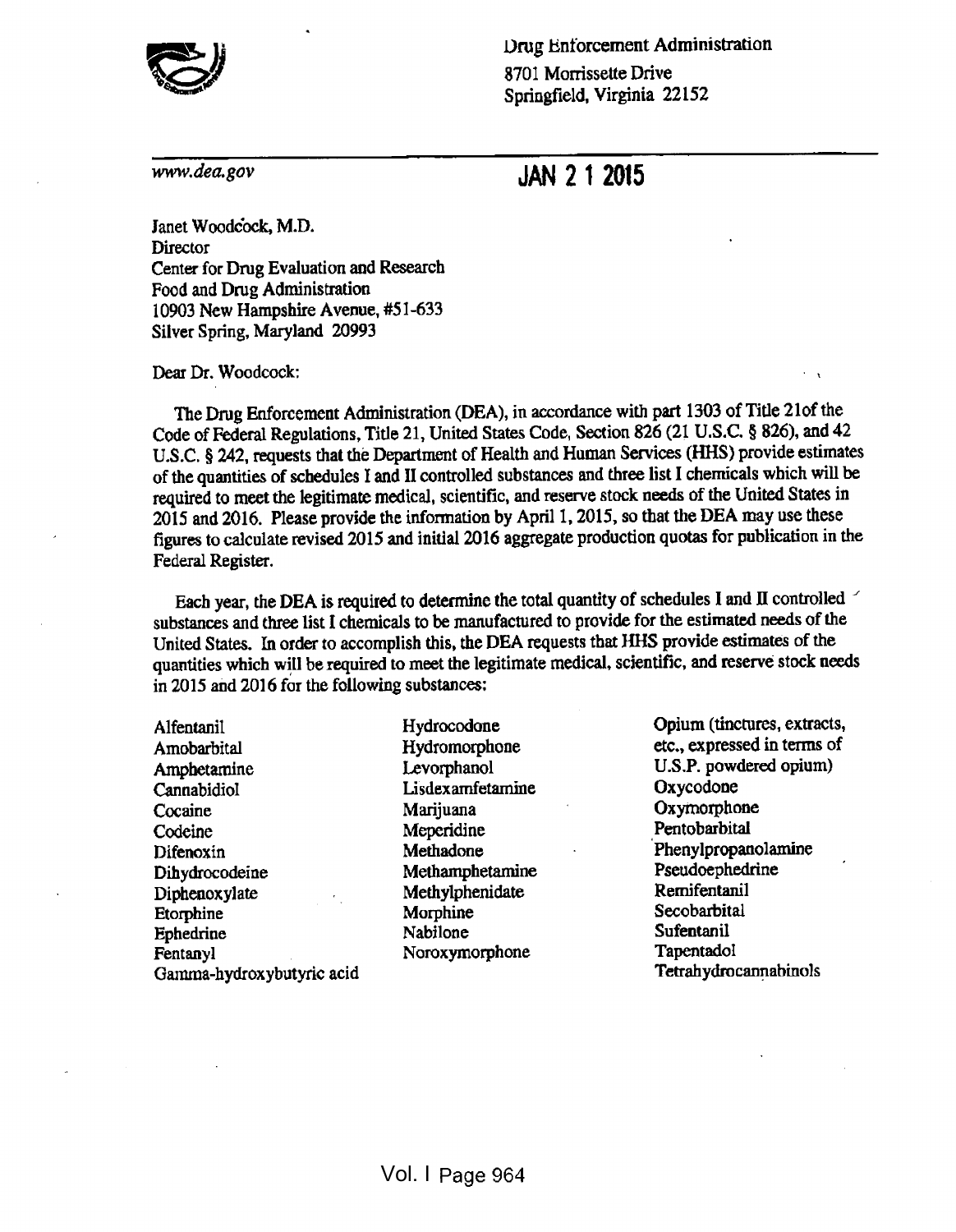Drug Enforcement Administration
8701 Morrissette Drive
Springfield, Virginia 22152

*www.dea.gov*

**JAN 2 1 2015**

Janet Woodcock, M.D.
Director
Center for Drug Evaluation and Research
Food and Drug Administration
10903 New Hampshire Avenue, #51-633
Silver Spring, Maryland 20993

Dear Dr. Woodcock:

The Drug Enforcement Administration (DEA), in accordance with part 1303 of Title 21of the Code of Federal Regulations, Title 21, United States Code, Section 826 (21 U.S.C. § 826), and 42 U.S.C. § 242, requests that the Department of Health and Human Services (HHS) provide estimates of the quantities of schedules I and II controlled substances and three list I chemicals which will be required to meet the legitimate medical, scientific, and reserve stock needs of the United States in 2015 and 2016. Please provide the information by April 1, 2015, so that the DEA may use these figures to calculate revised 2015 and initial 2016 aggregate production quotas for publication in the Federal Register.

Each year, the DEA is required to determine the total quantity of schedules I and II controlled substances and three list I chemicals to be manufactured to provide for the estimated needs of the United States. In order to accomplish this, the DEA requests that HHS provide estimates of the quantities which will be required to meet the legitimate medical, scientific, and reserve stock needs in 2015 and 2016 for the following substances:

Alfentanil
Amobarbital
Amphetamine
Cannabidiol
Cocaine
Codeine
Difenoxin
Dihydrocodeine
Diphenoxylate
Etorphine
Ephedrine
Fentanyl
Gamma-hydroxybutyric acid
Hydrocodone
Hydromorphone
Levorphanol
Lisdexamfetamine
Marijuana
Meperidine
Methadone
Methamphetamine
Methylphenidate
Morphine
Nabilone
Noroxymorphone
Opium (tinctures, extracts, etc., expressed in terms of U.S.P. powdered opium)
Oxycodone
Oxymorphone
Pentobarbital
Phenylpropanolamine
Pseudoephedrine
Remifentanil
Secobarbital
Sufentanil
Tapentadol
Tetrahydrocannabinols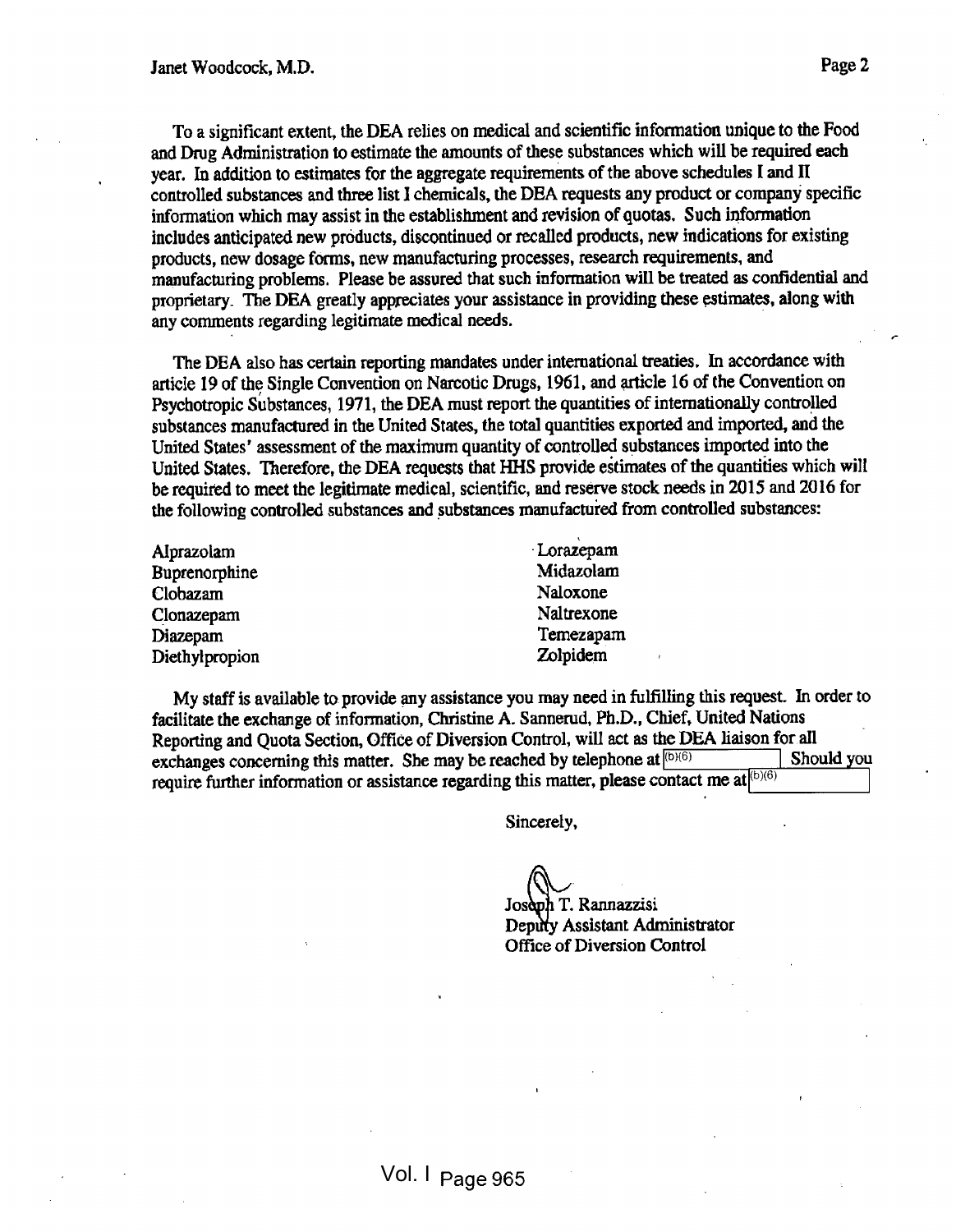To a significant extent, the DEA relies on medical and scientific information unique to the Food and Drug Administration to estimate the amounts of these substances which will be required each year. In addition to estimates for the aggregate requirements of the above schedules I and II controlled substances and three list I chemicals, the DEA requests any product or company specific information which may assist in the establishment and revision of quotas. Such information includes anticipated new products, discontinued or recalled products, new indications for existing products, new dosage forms, new manufacturing processes, research requirements, and manufacturing problems. Please be assured that such information will be treated as confidential and proprietary. The DEA greatly appreciates your assistance in providing these estimates, along with any comments regarding legitimate medical needs.

The DEA also has certain reporting mandates under international treaties. In accordance with article 19 of the Single Convention on Narcotic Drugs, 1961, and article 16 of the Convention on Psychotropic Substances, 1971, the DEA must report the quantities of internationally controlled substances manufactured in the United States, the total quantities exported and imported, and the United States' assessment of the maximum quantity of controlled substances imported into the United States. Therefore, the DEA requests that HHS provide estimates of the quantities which will be required to meet the legitimate medical, scientific, and reserve stock needs in 2015 and 2016 for the following controlled substances and substances manufactured from controlled substances:

Alprazolam
Buprenorphine
Clobazam
Clonazepam
Diazepam
Diethylpropion
Lorazepam
Midazolam
Naloxone
Naltrexone
Temezapam
Zolpidem

My staff is available to provide any assistance you may need in fulfilling this request. In order to facilitate the exchange of information, Christine A. Sannerud, Ph.D., Chief, United Nations Reporting and Quota Section, Office of Diversion Control, will act as the DEA liaison for all exchanges concerning this matter. She may be reached by telephone at (b)(6) Should you require further information or assistance regarding this matter, please contact me at (b)(6)

Sincerely,

Joseph T. Rannazzisi
Deputy Assistant Administrator
Office of Diversion Control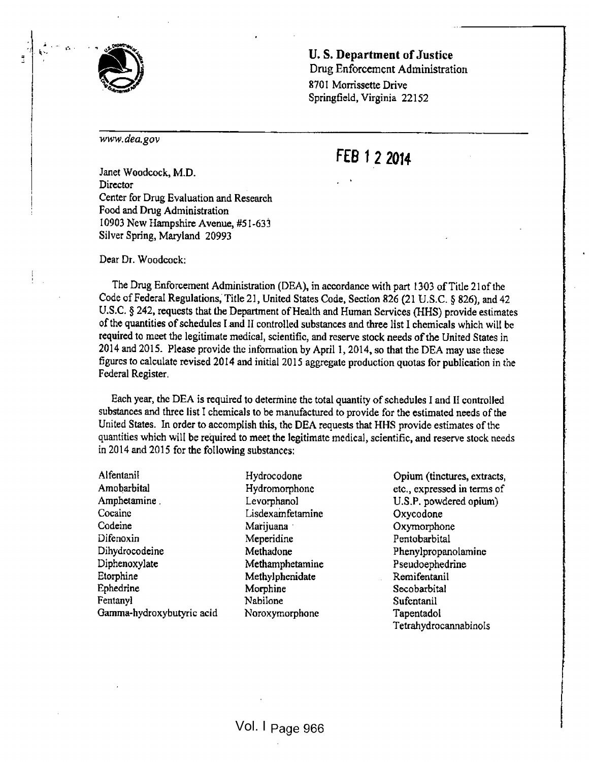**U. S. Department of Justice**
Drug Enforcement Administration
8701 Morrissette Drive
Springfield, Virginia 22152

*www.dea.gov*

**FEB 1 2 2014**

Janet Woodcock, M.D.
Director
Center for Drug Evaluation and Research
Food and Drug Administration
10903 New Hampshire Avenue, #51-633
Silver Spring, Maryland 20993

Dear Dr. Woodcock:

The Drug Enforcement Administration (DEA), in accordance with part 1303 of Title 21of the Code of Federal Regulations, Title 21, United States Code, Section 826 (21 U.S.C. § 826), and 42 U.S.C. § 242, requests that the Department of Health and Human Services (HHS) provide estimates of the quantities of schedules I and II controlled substances and three list I chemicals which will be required to meet the legitimate medical, scientific, and reserve stock needs of the United States in 2014 and 2015. Please provide the information by April 1, 2014, so that the DEA may use these figures to calculate revised 2014 and initial 2015 aggregate production quotas for publication in the Federal Register.

Each year, the DEA is required to determine the total quantity of schedules I and II controlled substances and three list I chemicals to be manufactured to provide for the estimated needs of the United States. In order to accomplish this, the DEA requests that HHS provide estimates of the quantities which will be required to meet the legitimate medical, scientific, and reserve stock needs in 2014 and 2015 for the following substances:

- Alfentanil
- Amobarbital
- Amphetamine
- Cocaine
- Codeine
- Difenoxin
- Dihydrocodeine
- Diphenoxylate
- Etorphine
- Ephedrine
- Fentanyl
- Gamma-hydroxybutyric acid
- Hydrocodone
- Hydromorphone
- Levorphanol
- Lisdexamfetamine
- Marijuana
- Meperidine
- Methadone
- Methamphetamine
- Methylphenidate
- Morphine
- Nabilone
- Noroxymorphone
- Opium (tinctures, extracts, etc., expressed in terms of U.S.P. powdered opium)
- Oxycodone
- Oxymorphone
- Pentobarbital
- Phenylpropanolamine
- Pseudoephedrine
- Remifentanil
- Secobarbital
- Sufentanil
- Tapentadol
- Tetrahydrocannabinols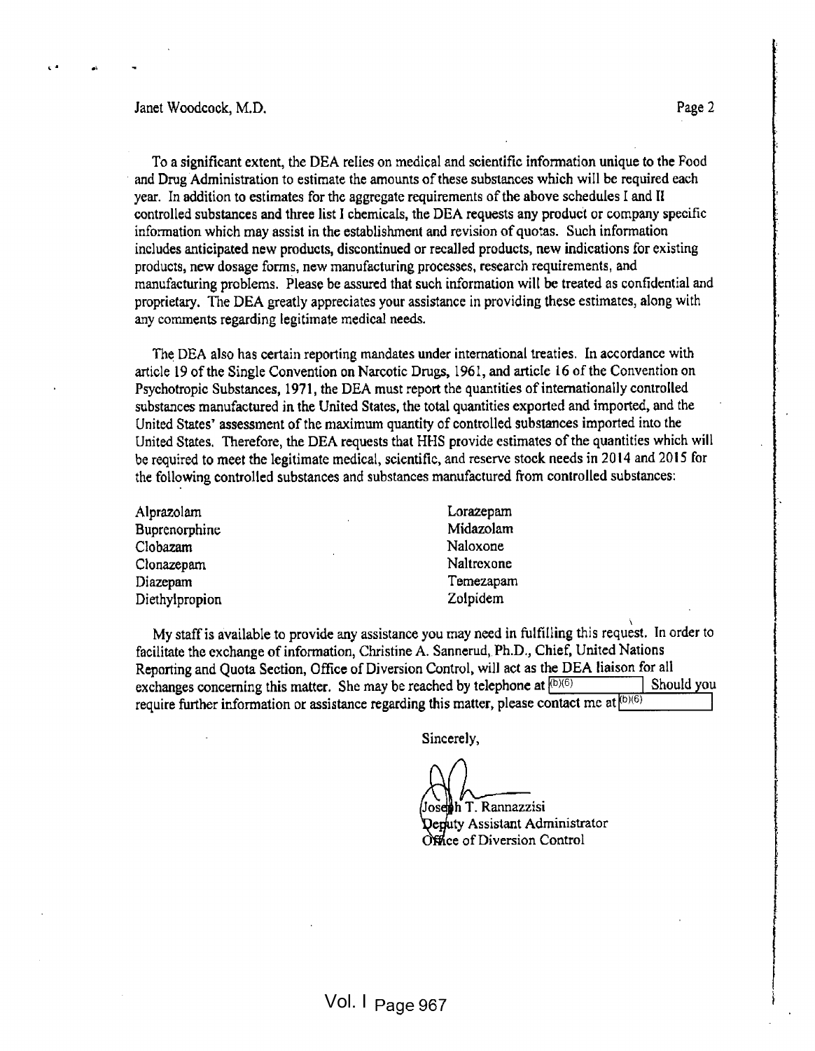To a significant extent, the DEA relies on medical and scientific information unique to the Food and Drug Administration to estimate the amounts of these substances which will be required each year. In addition to estimates for the aggregate requirements of the above schedules I and II controlled substances and three list I chemicals, the DEA requests any product or company specific information which may assist in the establishment and revision of quotas. Such information includes anticipated new products, discontinued or recalled products, new indications for existing products, new dosage forms, new manufacturing processes, research requirements, and manufacturing problems. Please be assured that such information will be treated as confidential and proprietary. The DEA greatly appreciates your assistance in providing these estimates, along with any comments regarding legitimate medical needs.

The DEA also has certain reporting mandates under international treaties. In accordance with article 19 of the Single Convention on Narcotic Drugs, 1961, and article 16 of the Convention on Psychotropic Substances, 1971, the DEA must report the quantities of internationally controlled substances manufactured in the United States, the total quantities exported and imported, and the United States' assessment of the maximum quantity of controlled substances imported into the United States. Therefore, the DEA requests that HHS provide estimates of the quantities which will be required to meet the legitimate medical, scientific, and reserve stock needs in 2014 and 2015 for the following controlled substances and substances manufactured from controlled substances:

| | |
|---|---|
| Alprazolam | Lorazepam |
| Buprenorphine | Midazolam |
| Clobazam | Naloxone |
| Clonazepam | Naltrexone |
| Diazepam | Temezapam |
| Diethylpropion | Zolpidem |

My staff is available to provide any assistance you may need in fulfilling this request. In order to facilitate the exchange of information, Christine A. Sannerud, Ph.D., Chief, United Nations Reporting and Quota Section, Office of Diversion Control, will act as the DEA liaison for all exchanges concerning this matter. She may be reached by telephone at (b)(6) Should you require further information or assistance regarding this matter, please contact me at (b)(6)

Sincerely,

Joseph T. Rannazzisi
Deputy Assistant Administrator
Office of Diversion Control